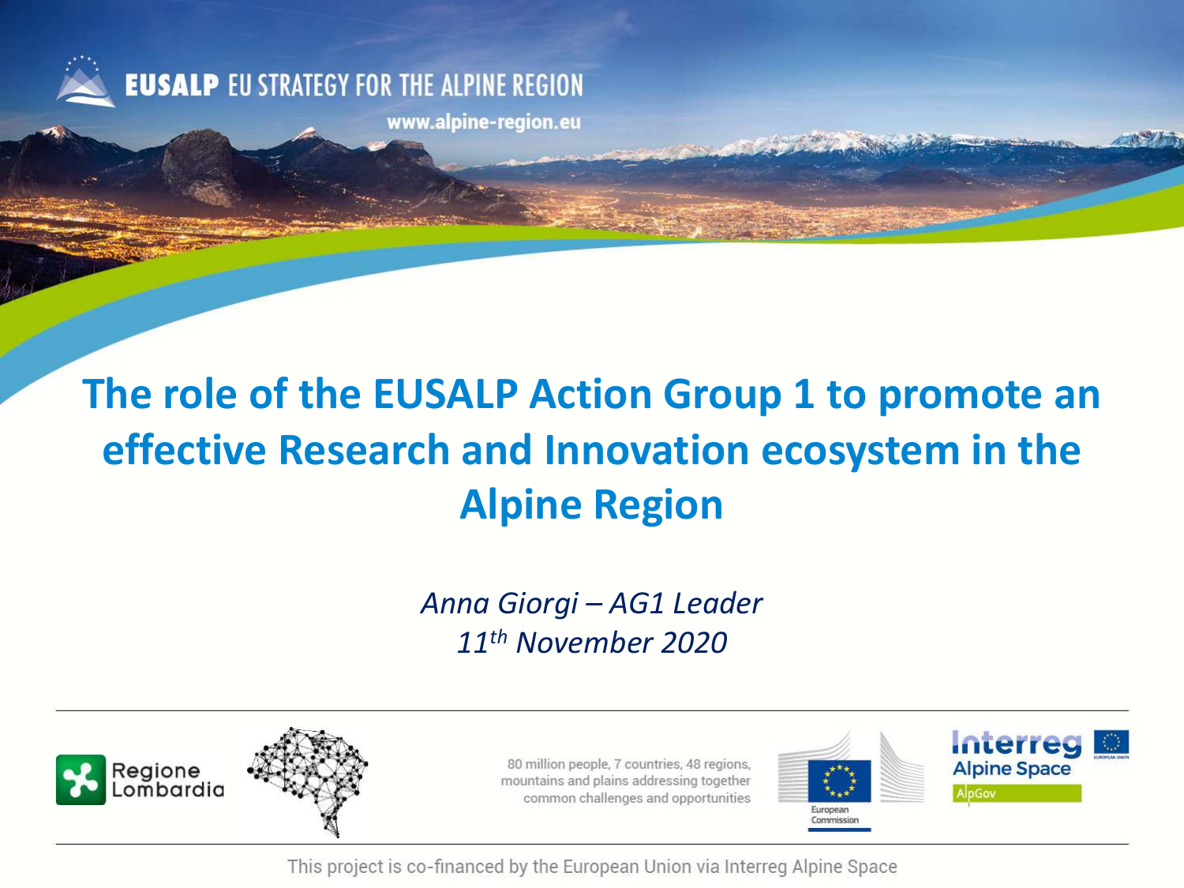EUSALP EU STRATEGY FOR THE ALPINE REGION

www.alpine-region.eu

# The role of the EUSALP Action Group 1 to promote an effective Research and Innovation ecosystem in the Alpine Region

*Anna Giorgi – AG1 Leader*

*11th November 2020*

Regione Lombardia

80 million people, 7 countries, 48 regions, mountains and plains addressing together common challenges and opportunities

European Commission

Interreg Alpine Space AlpGov

This project is co-financed by the European Union via Interreg Alpine Space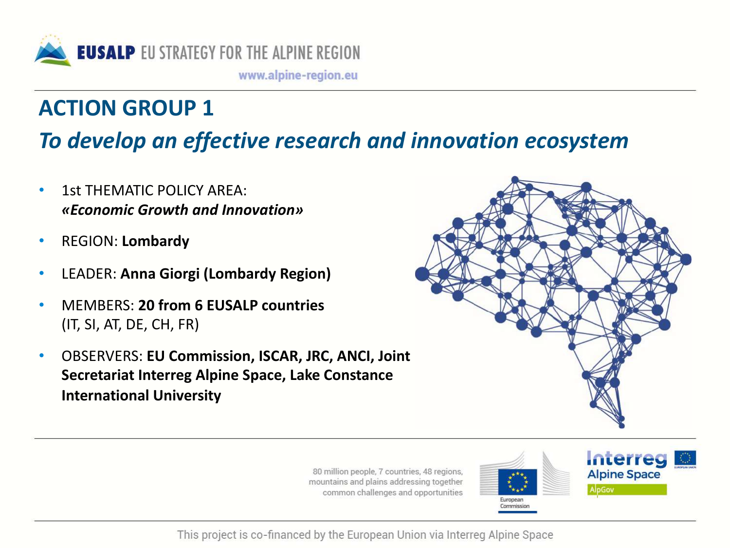# ACTION GROUP 1

## *To develop an effective research and innovation ecosystem*

- 1st THEMATIC POLICY AREA: ***«Economic Growth and Innovation»***
- REGION: **Lombardy**
- LEADER: **Anna Giorgi (Lombardy Region)**
- MEMBERS: **20 from 6 EUSALP countries** (IT, SI, AT, DE, CH, FR)
- OBSERVERS: **EU Commission, ISCAR, JRC, ANCI, Joint Secretariat Interreg Alpine Space, Lake Constance International University**

80 million people, 7 countries, 48 regions, mountains and plains addressing together common challenges and opportunities

This project is co-financed by the European Union via Interreg Alpine Space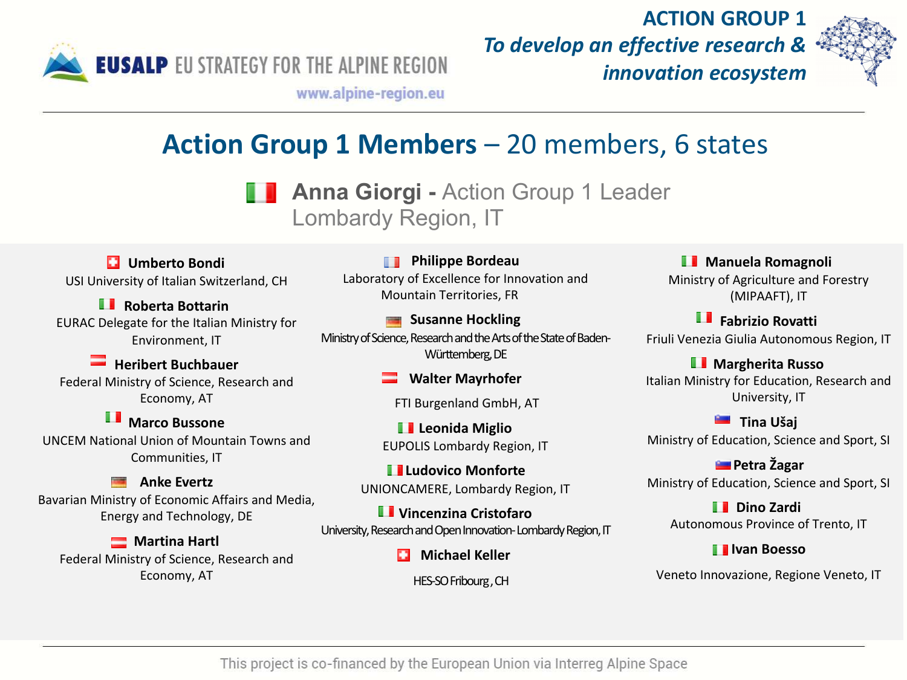EUSALP EU STRATEGY FOR THE ALPINE REGION

www.alpine-region.eu

**ACTION GROUP 1**

***To develop an effective research & innovation ecosystem***

# Action Group 1 Members – 20 members, 6 states

**Anna Giorgi -** Action Group 1 Leader
Lombardy Region, IT

**Umberto Bondi**
USI University of Italian Switzerland, CH

**Roberta Bottarin**
EURAC Delegate for the Italian Ministry for Environment, IT

**Heribert Buchbauer**
Federal Ministry of Science, Research and Economy, AT

**Marco Bussone**
UNCEM National Union of Mountain Towns and Communities, IT

**Anke Evertz**
Bavarian Ministry of Economic Affairs and Media, Energy and Technology, DE

**Martina Hartl**
Federal Ministry of Science, Research and Economy, AT

**Philippe Bordeau**
Laboratory of Excellence for Innovation and Mountain Territories, FR

**Susanne Hockling**
Ministry of Science, Research and the Arts of the State of Baden-Württemberg, DE

**Walter Mayrhofer**
FTI Burgenland GmbH, AT

**Leonida Miglio**
EUPOLIS Lombardy Region, IT

**Ludovico Monforte**
UNIONCAMERE, Lombardy Region, IT

**Vincenzina Cristofaro**
University, Research and Open Innovation- Lombardy Region, IT

**Michael Keller**
HES-SO Fribourg, CH

**Manuela Romagnoli**
Ministry of Agriculture and Forestry (MIPAAFT), IT

**Fabrizio Rovatti**
Friuli Venezia Giulia Autonomous Region, IT

**Margherita Russo**
Italian Ministry for Education, Research and University, IT

**Tina Ušaj**
Ministry of Education, Science and Sport, SI

**Petra Žagar**
Ministry of Education, Science and Sport, SI

**Dino Zardi**
Autonomous Province of Trento, IT

**Ivan Boesso**
Veneto Innovazione, Regione Veneto, IT

This project is co-financed by the European Union via Interreg Alpine Space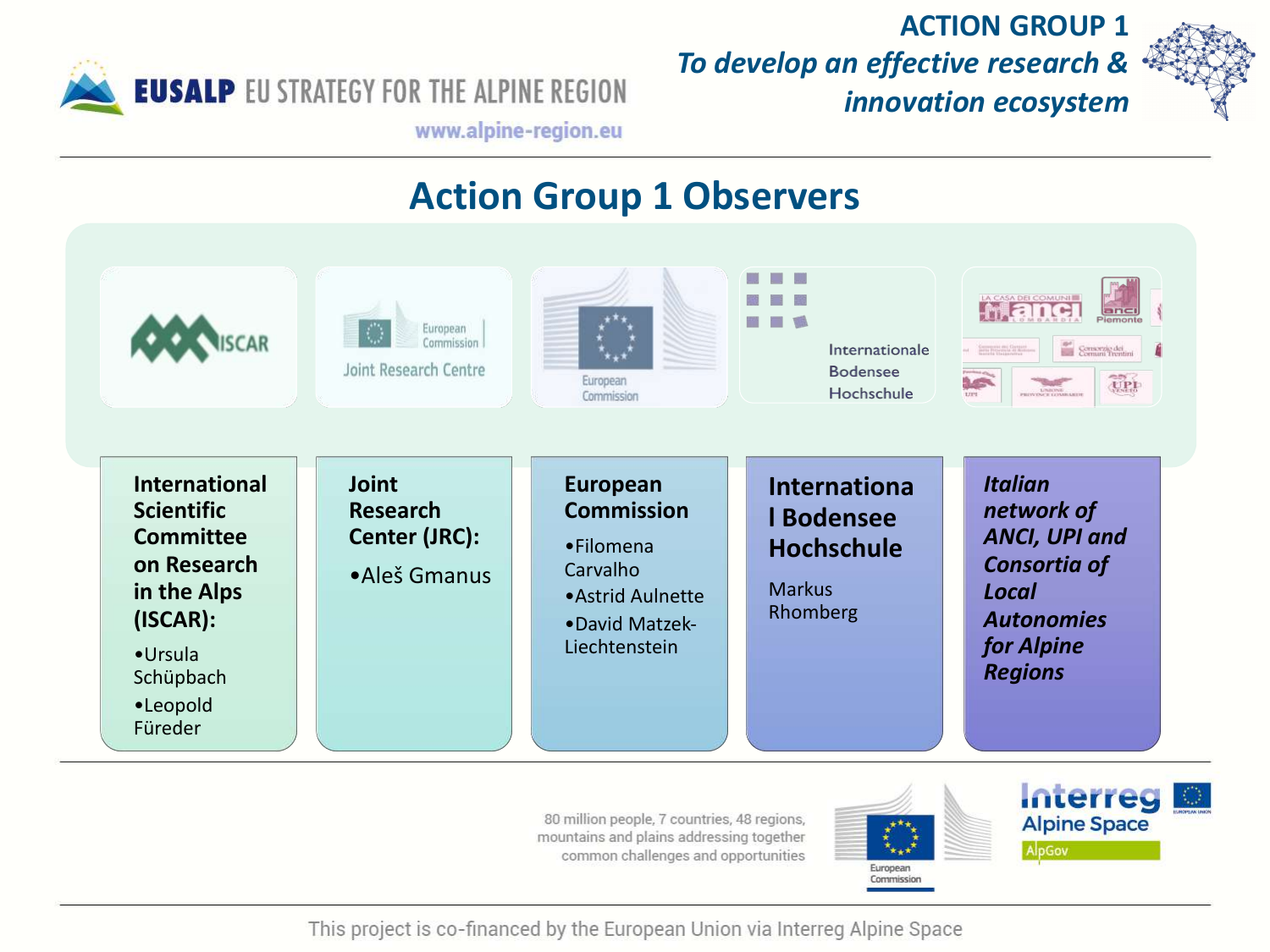# Action Group 1 Observers

**International Scientific Committee on Research in the Alps (ISCAR):**

- Ursula Schüpbach
- Leopold Füreder

**Joint Research Center (JRC):**

- Aleš Gmanus

**European Commission**

- Filomena Carvalho
- Astrid Aulnette
- David Matzek-Liechtenstein

**Internationa l Bodensee Hochschule**

Markus Rhomberg

***Italian network of ANCI, UPI and Consortia of Local Autonomies for Alpine Regions***

80 million people, 7 countries, 48 regions, mountains and plains addressing together common challenges and opportunities

This project is co-financed by the European Union via Interreg Alpine Space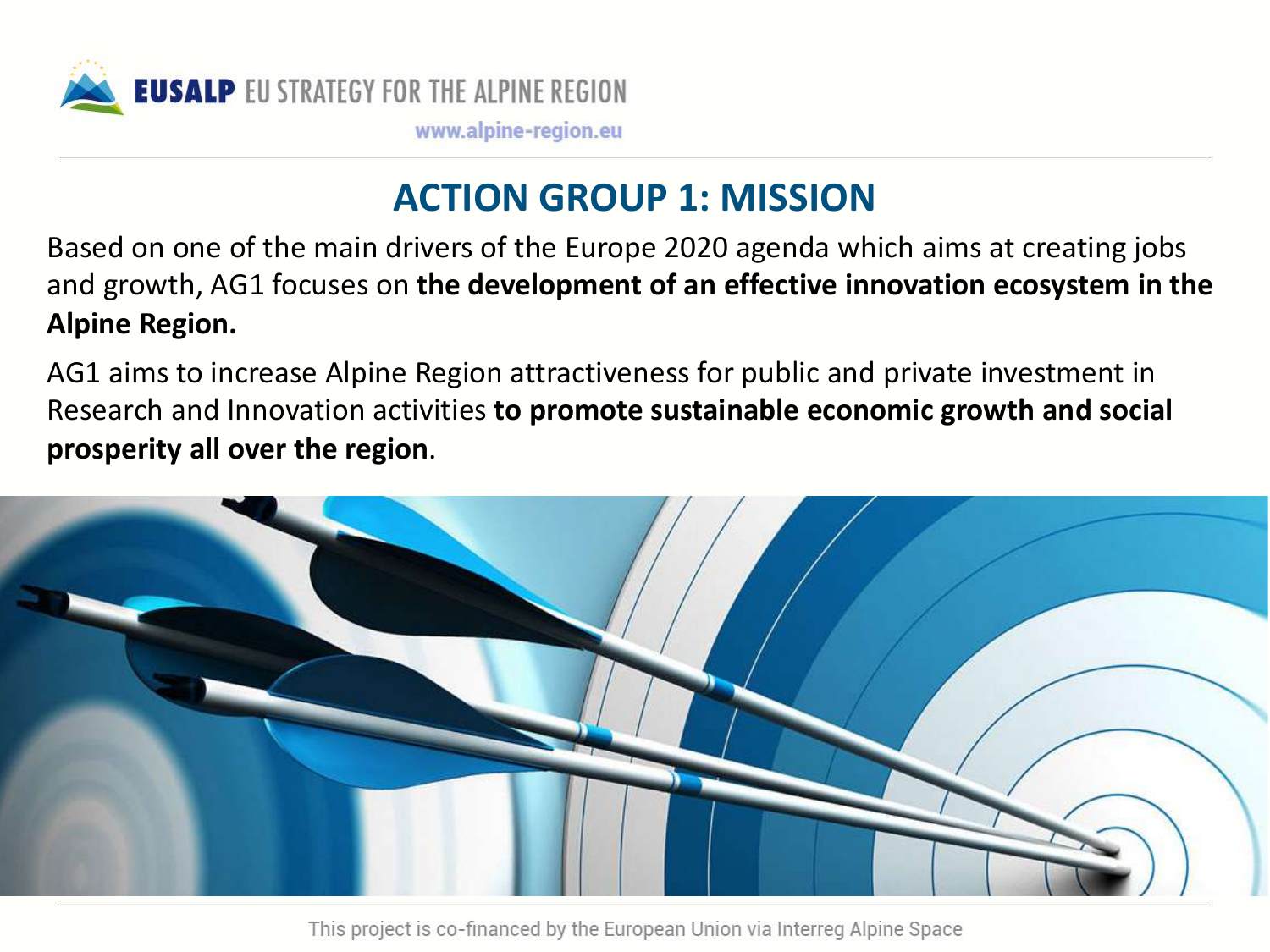# ACTION GROUP 1: MISSION

Based on one of the main drivers of the Europe 2020 agenda which aims at creating jobs and growth, AG1 focuses on **the development of an effective innovation ecosystem in the Alpine Region.**

AG1 aims to increase Alpine Region attractiveness for public and private investment in Research and Innovation activities **to promote sustainable economic growth and social prosperity all over the region**.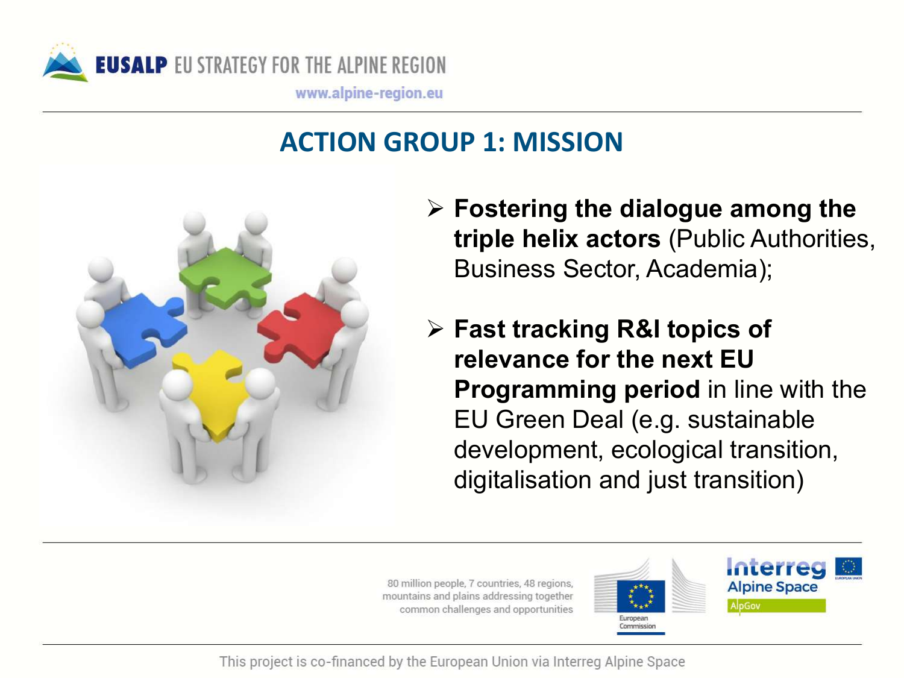# ACTION GROUP 1: MISSION

- **Fostering the dialogue among the triple helix actors** (Public Authorities, Business Sector, Academia);
- **Fast tracking R&I topics of relevance for the next EU Programming period** in line with the EU Green Deal (e.g. sustainable development, ecological transition, digitalisation and just transition)

80 million people, 7 countries, 48 regions, mountains and plains addressing together common challenges and opportunities

This project is co-financed by the European Union via Interreg Alpine Space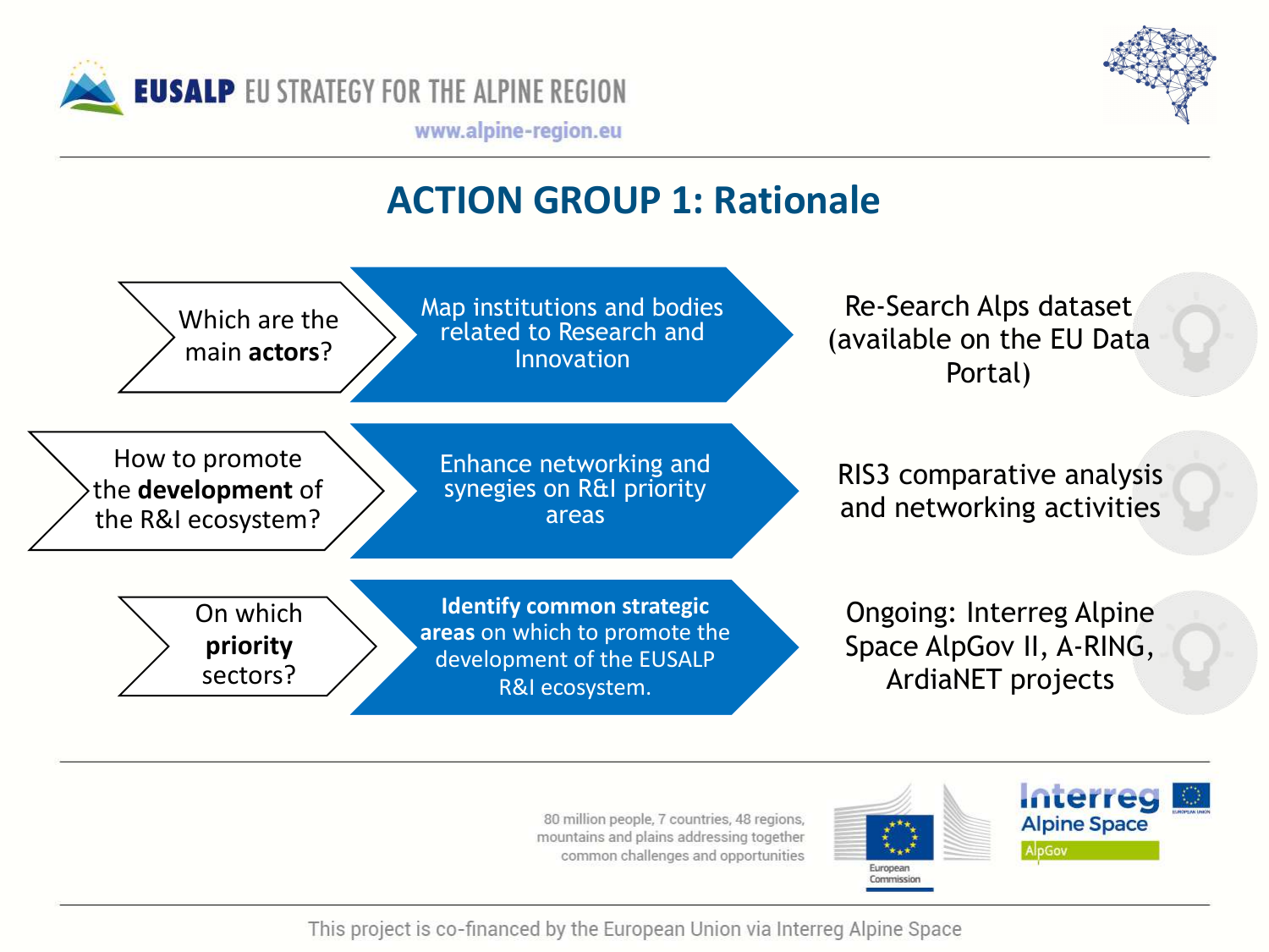EUSALP EU STRATEGY FOR THE ALPINE REGION

www.alpine-region.eu

# ACTION GROUP 1: Rationale

| | | |
|---|---|---|
| Which are the main **actors**? | Map institutions and bodies related to Research and Innovation | Re-Search Alps dataset (available on the EU Data Portal) |
| How to promote the **development** of the R&I ecosystem? | Enhance networking and synegies on R&I priority areas | RIS3 comparative analysis and networking activities |
| On which **priority** sectors? | **Identify common strategic areas** on which to promote the development of the EUSALP R&I ecosystem. | Ongoing: Interreg Alpine Space AlpGov II, A-RING, ArdiaNET projects |

80 million people, 7 countries, 48 regions, mountains and plains addressing together common challenges and opportunities

European Commission

Interreg Alpine Space AlpGov

This project is co-financed by the European Union via Interreg Alpine Space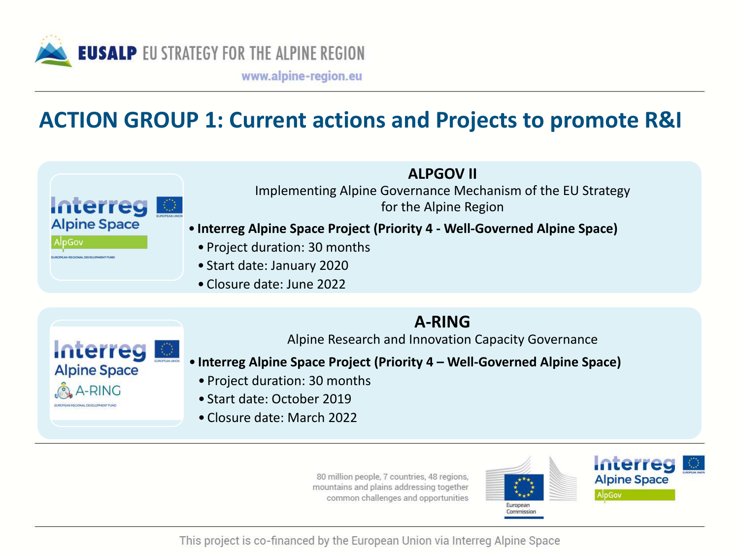# ACTION GROUP 1: Current actions and Projects to promote R&I

## ALPGOV II

Implementing Alpine Governance Mechanism of the EU Strategy for the Alpine Region

- **Interreg Alpine Space Project (Priority 4 - Well-Governed Alpine Space)**
  - Project duration: 30 months
  - Start date: January 2020
  - Closure date: June 2022

## A-RING

Alpine Research and Innovation Capacity Governance

- **Interreg Alpine Space Project (Priority 4 – Well-Governed Alpine Space)**
  - Project duration: 30 months
  - Start date: October 2019
  - Closure date: March 2022

80 million people, 7 countries, 48 regions, mountains and plains addressing together common challenges and opportunities

This project is co-financed by the European Union via Interreg Alpine Space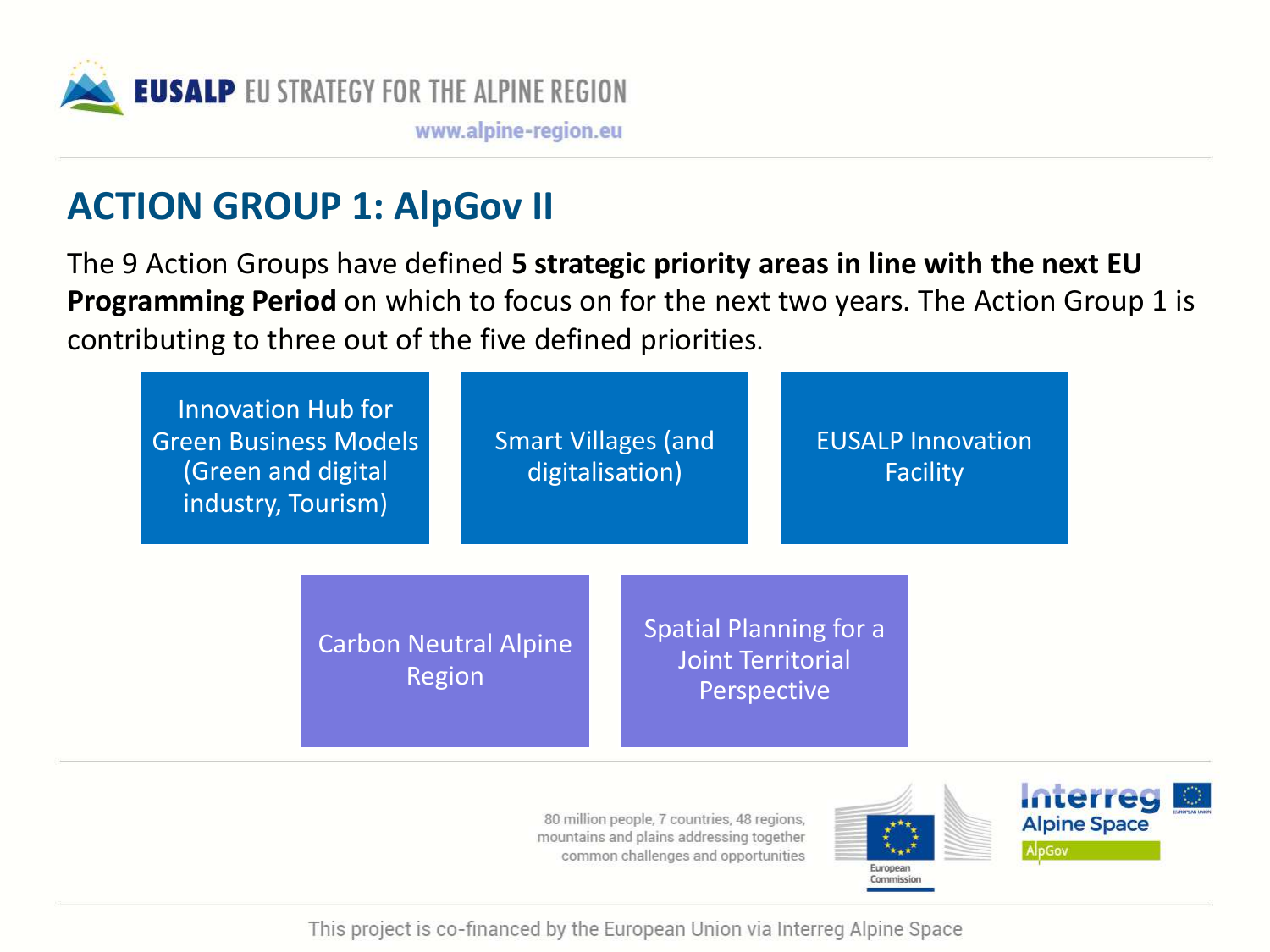## ACTION GROUP 1: AlpGov II

The 9 Action Groups have defined **5 strategic priority areas in line with the next EU Programming Period** on which to focus on for the next two years. The Action Group 1 is contributing to three out of the five defined priorities.

- Innovation Hub for Green Business Models (Green and digital industry, Tourism)
- Smart Villages (and digitalisation)
- EUSALP Innovation Facility
- Carbon Neutral Alpine Region
- Spatial Planning for a Joint Territorial Perspective

80 million people, 7 countries, 48 regions, mountains and plains addressing together common challenges and opportunities

This project is co-financed by the European Union via Interreg Alpine Space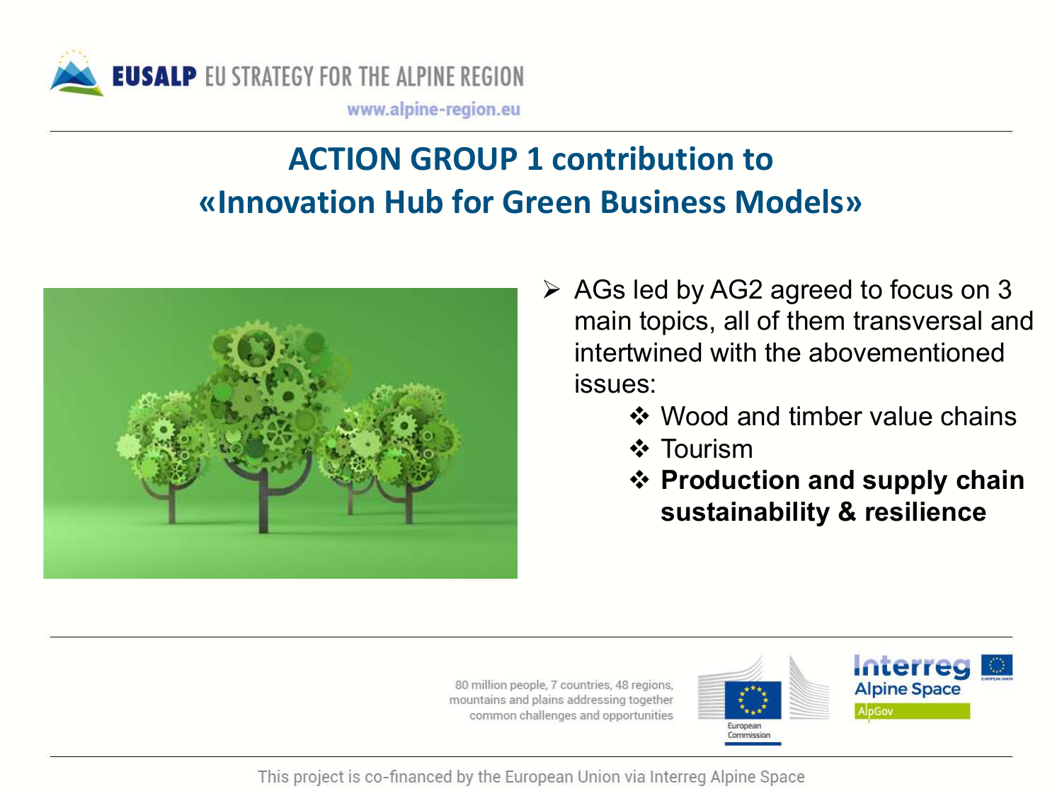# ACTION GROUP 1 contribution to «Innovation Hub for Green Business Models»

- AGs led by AG2 agreed to focus on 3 main topics, all of them transversal and intertwined with the abovementioned issues:
  - Wood and timber value chains
  - Tourism
  - **Production and supply chain sustainability & resilience**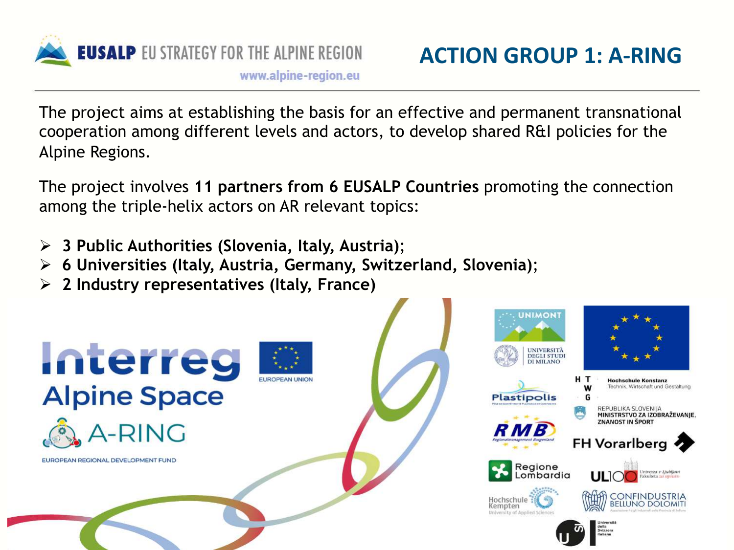# ACTION GROUP 1: A-RING

The project aims at establishing the basis for an effective and permanent transnational cooperation among different levels and actors, to develop shared R&I policies for the Alpine Regions.

The project involves **11 partners from 6 EUSALP Countries** promoting the connection among the triple-helix actors on AR relevant topics:

- **3 Public Authorities (Slovenia, Italy, Austria)**;
- **6 Universities (Italy, Austria, Germany, Switzerland, Slovenia)**;
- **2 Industry representatives (Italy, France)**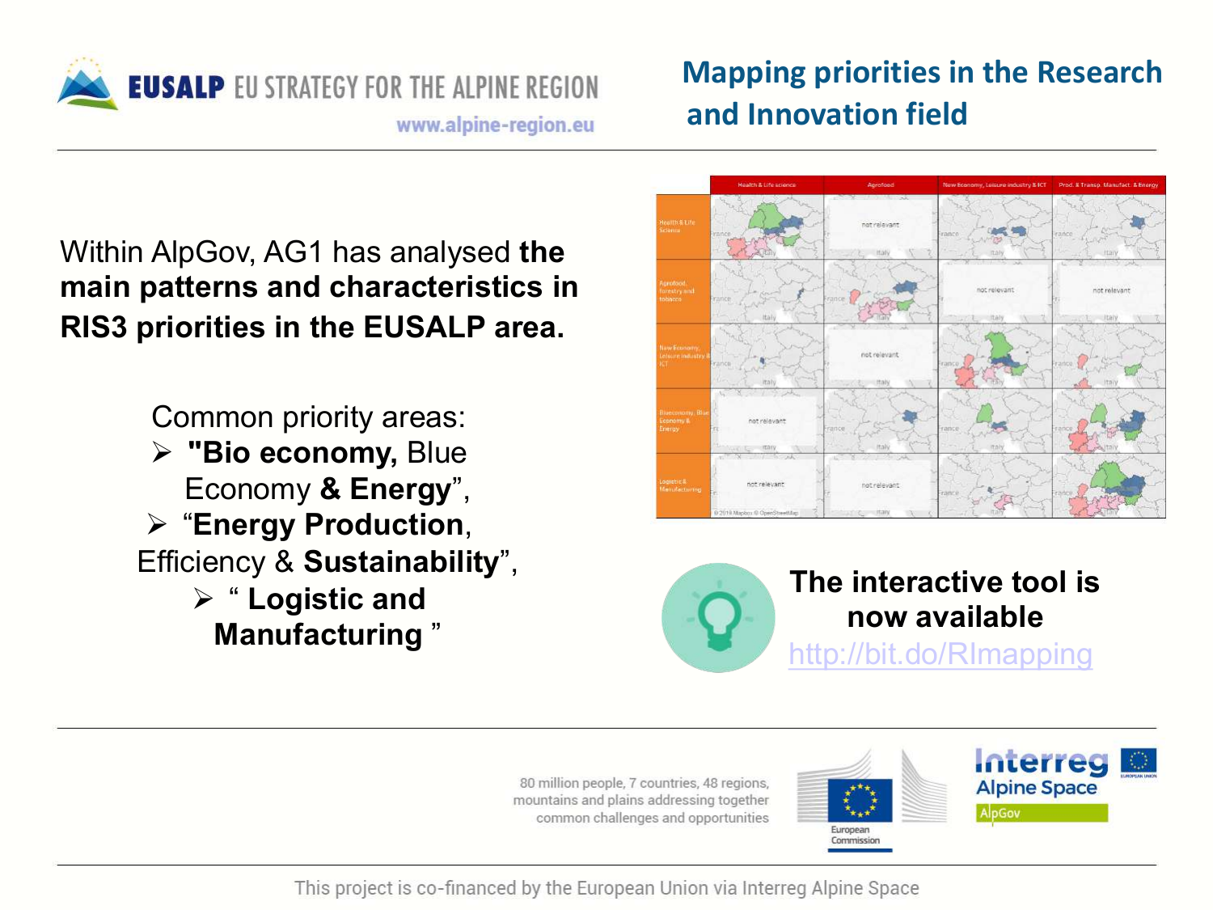## Mapping priorities in the Research and Innovation field

Within AlpGov, AG1 has analysed **the main patterns and characteristics in RIS3 priorities in the EUSALP area.**

Common priority areas:

- **"Bio economy,** Blue Economy **& Energy**",
- "**Energy Production**, Efficiency & **Sustainability**",
- " **Logistic and Manufacturing** "

Health & Life science
Agrofood
New Economy, Leisure industry & ICT
Prod. & Transp. Manufact. & Energy
Health & Life Science
Agrofood, forestry and tobacco
New Economy, Leisure industry & ICT
Blueconomy, Blue Economy & Energy
Logistic & Manufacturing
not relevant
France
Italy
© 2019 Mapbox © OpenStreetMap

**The interactive tool is now available**
http://bit.do/RImapping

80 million people, 7 countries, 48 regions, mountains and plains addressing together common challenges and opportunities

This project is co-financed by the European Union via Interreg Alpine Space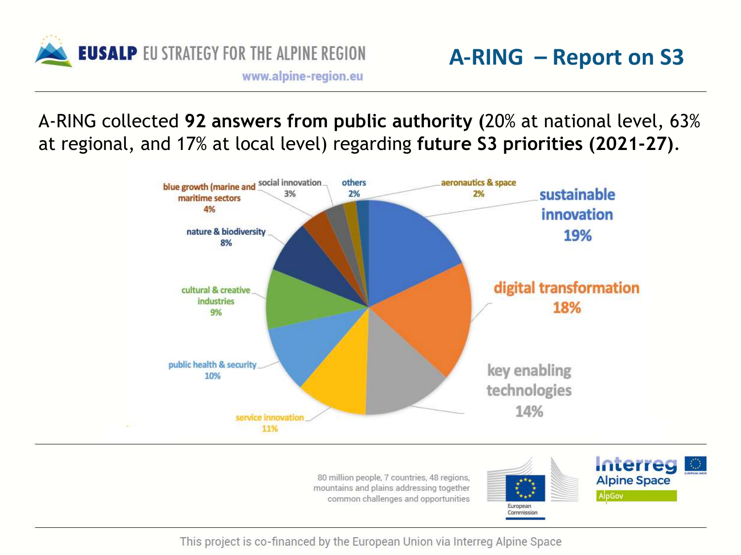# A-RING – Report on S3

A-RING collected **92 answers from public authority (**20% at national level, 63% at regional, and 17% at local level) regarding **future S3 priorities (2021-27)**.

sustainable innovation
19%

digital transformation
18%

key enabling technologies
14%

service innovation
11%

public health & security
10%

cultural & creative industries
9%

nature & biodiversity
8%

blue growth (marine and maritime sectors
4%

social innovation
3%

others
2%

aeronautics & space
2%

80 million people, 7 countries, 48 regions, mountains and plains addressing together common challenges and opportunities

This project is co-financed by the European Union via Interreg Alpine Space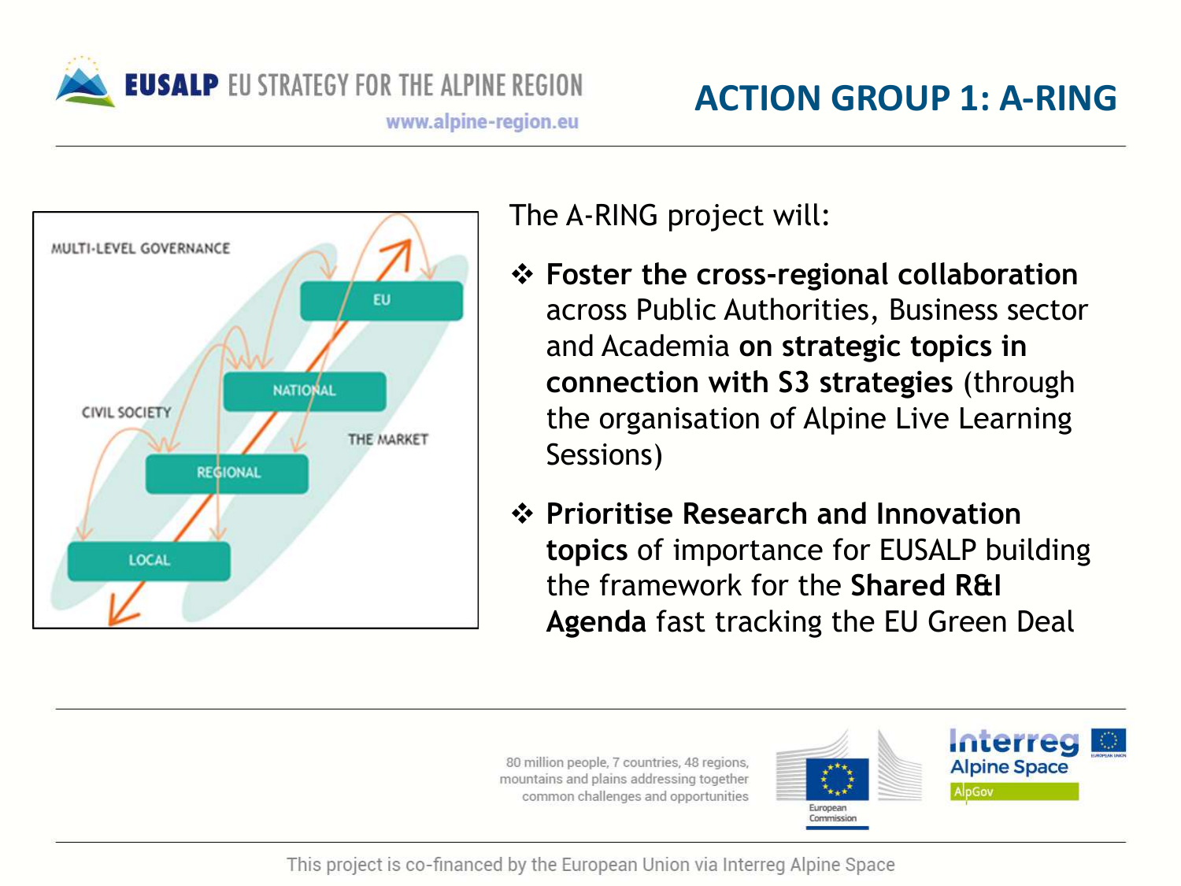# ACTION GROUP 1: A-RING

MULTI-LEVEL GOVERNANCE

EU

NATIONAL

CIVIL SOCIETY

THE MARKET

REGIONAL

LOCAL

The A-RING project will:

- **Foster the cross-regional collaboration** across Public Authorities, Business sector and Academia **on strategic topics in connection with S3 strategies** (through the organisation of Alpine Live Learning Sessions)
- **Prioritise Research and Innovation topics** of importance for EUSALP building the framework for the **Shared R&I Agenda** fast tracking the EU Green Deal

80 million people, 7 countries, 48 regions, mountains and plains addressing together common challenges and opportunities

This project is co-financed by the European Union via Interreg Alpine Space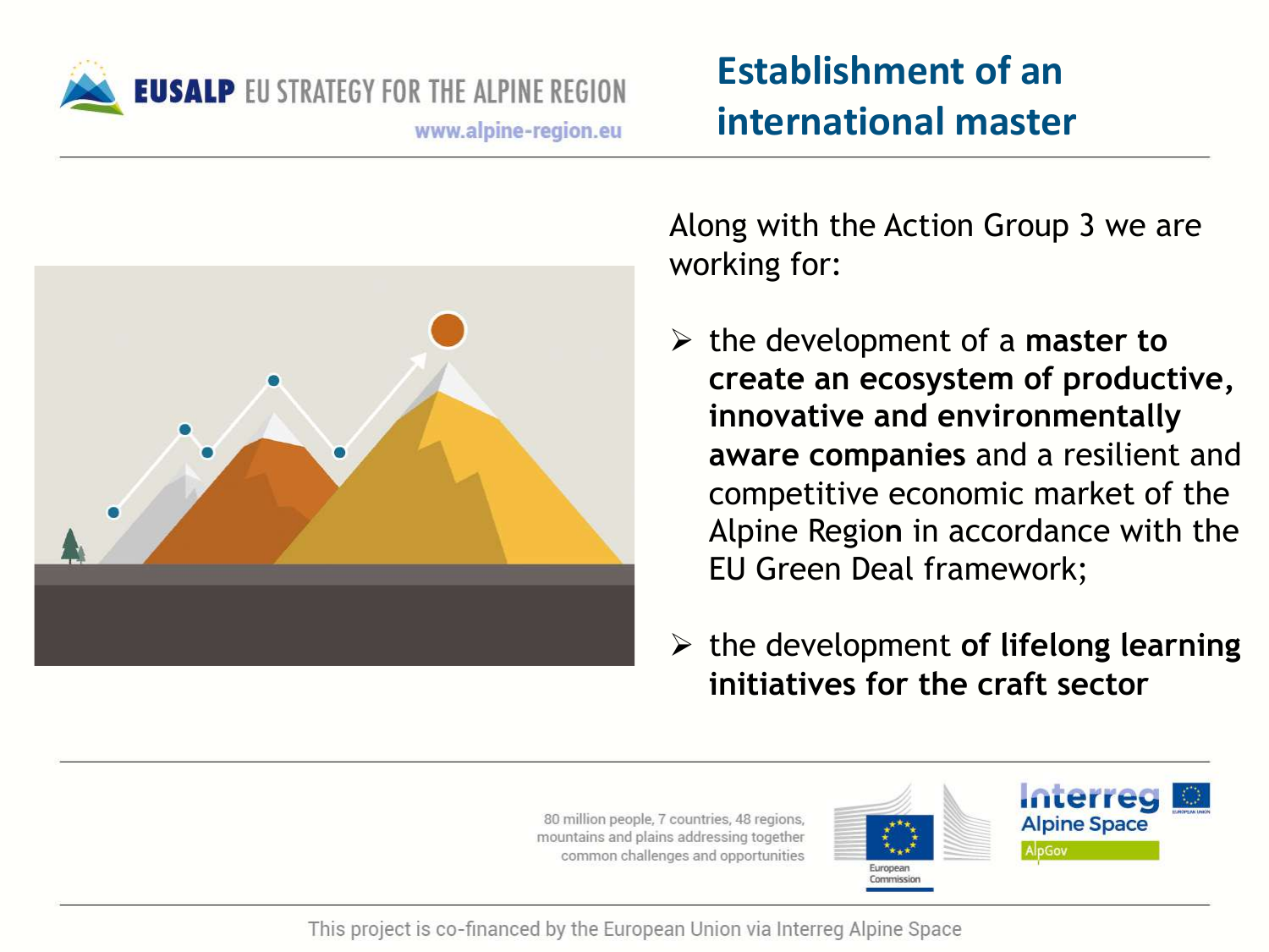# Establishment of an international master

Along with the Action Group 3 we are working for:

- the development of a **master to create an ecosystem of productive, innovative and environmentally aware companies** and a resilient and competitive economic market of the Alpine Region in accordance with the EU Green Deal framework;
- the development **of lifelong learning initiatives for the craft sector**

80 million people, 7 countries, 48 regions, mountains and plains addressing together common challenges and opportunities

This project is co-financed by the European Union via Interreg Alpine Space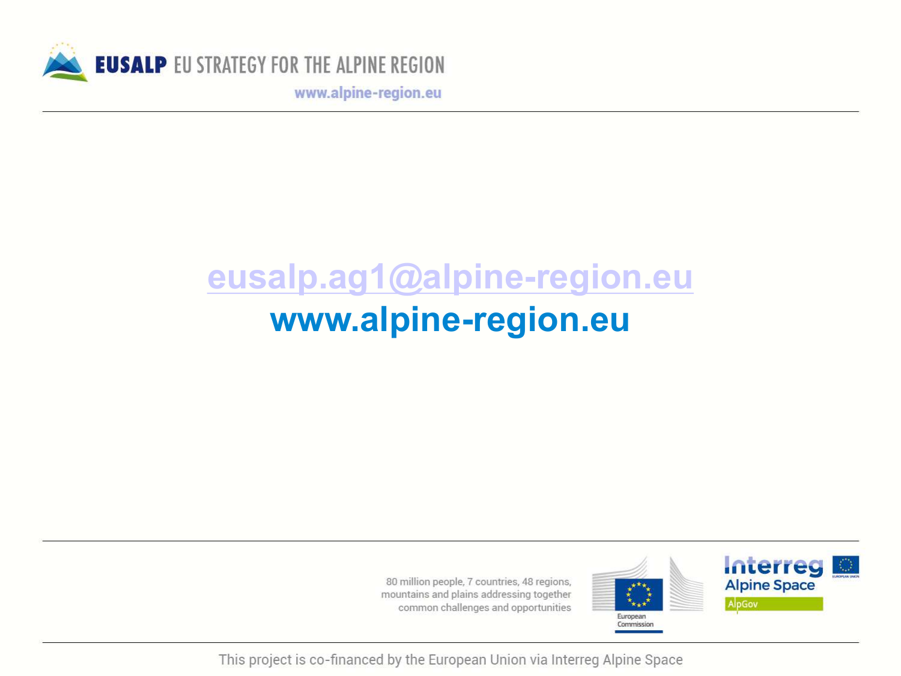eusalp.ag1@alpine-region.eu

**www.alpine-region.eu**

80 million people, 7 countries, 48 regions, mountains and plains addressing together common challenges and opportunities

This project is co-financed by the European Union via Interreg Alpine Space